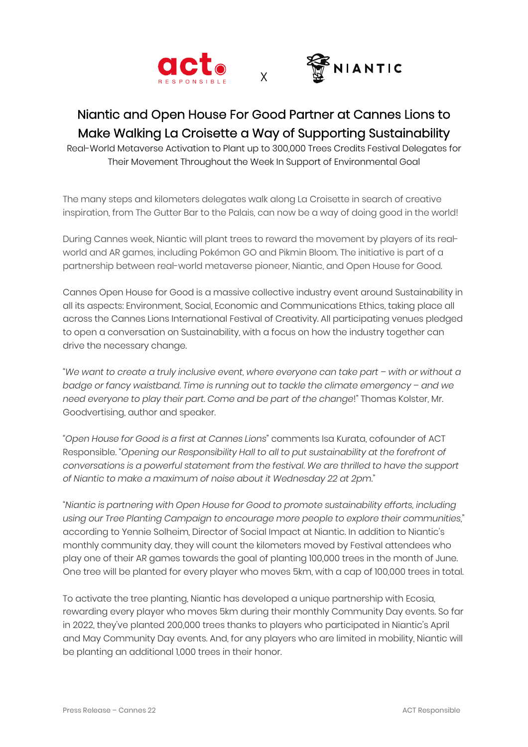# Niantic and Open House For Good Partner at Cannes Lions to Make Walking La Croisette a Way of Supporting Sustainability

Real-World Metaverse Activation to Plant up to 300,000 Trees Credits Festival Delegates for Their Movement Throughout the Week In Support of Environmental Goal

The many steps and kilometers delegates walk along La Croisette in search of creative inspiration, from The Gutter Bar to the Palais, can now be a way of doing good in the world!

During Cannes week, Niantic will plant trees to reward the movement by players of its real-world and AR games, including Pokémon GO and Pikmin Bloom. The initiative is part of a partnership between real-world metaverse pioneer, Niantic, and Open House for Good.

Cannes Open House for Good is a massive collective industry event around Sustainability in all its aspects: Environment, Social, Economic and Communications Ethics, taking place all across the Cannes Lions International Festival of Creativity. All participating venues pledged to open a conversation on Sustainability, with a focus on how the industry together can drive the necessary change.

"*We want to create a truly inclusive event, where everyone can take part – with or without a badge or fancy waistband. Time is running out to tackle the climate emergency – and we need everyone to play their part. Come and be part of the change*!" Thomas Kolster, Mr. Goodvertising, author and speaker.

"*Open House for Good is a first at Cannes Lions*" comments Isa Kurata, cofounder of ACT Responsible. "*Opening our Responsibility Hall to all to put sustainability at the forefront of conversations is a powerful statement from the festival. We are thrilled to have the support of Niantic to make a maximum of noise about it Wednesday 22 at 2pm.*"

"*Niantic is partnering with Open House for Good to promote sustainability efforts, including using our Tree Planting Campaign to encourage more people to explore their communities,*" according to Yennie Solheim, Director of Social Impact at Niantic. In addition to Niantic's monthly community day, they will count the kilometers moved by Festival attendees who play one of their AR games towards the goal of planting 100,000 trees in the month of June. One tree will be planted for every player who moves 5km, with a cap of 100,000 trees in total.

To activate the tree planting, Niantic has developed a unique partnership with Ecosia, rewarding every player who moves 5km during their monthly Community Day events. So far in 2022, they've planted 200,000 trees thanks to players who participated in Niantic's April and May Community Day events. And, for any players who are limited in mobility, Niantic will be planting an additional 1,000 trees in their honor.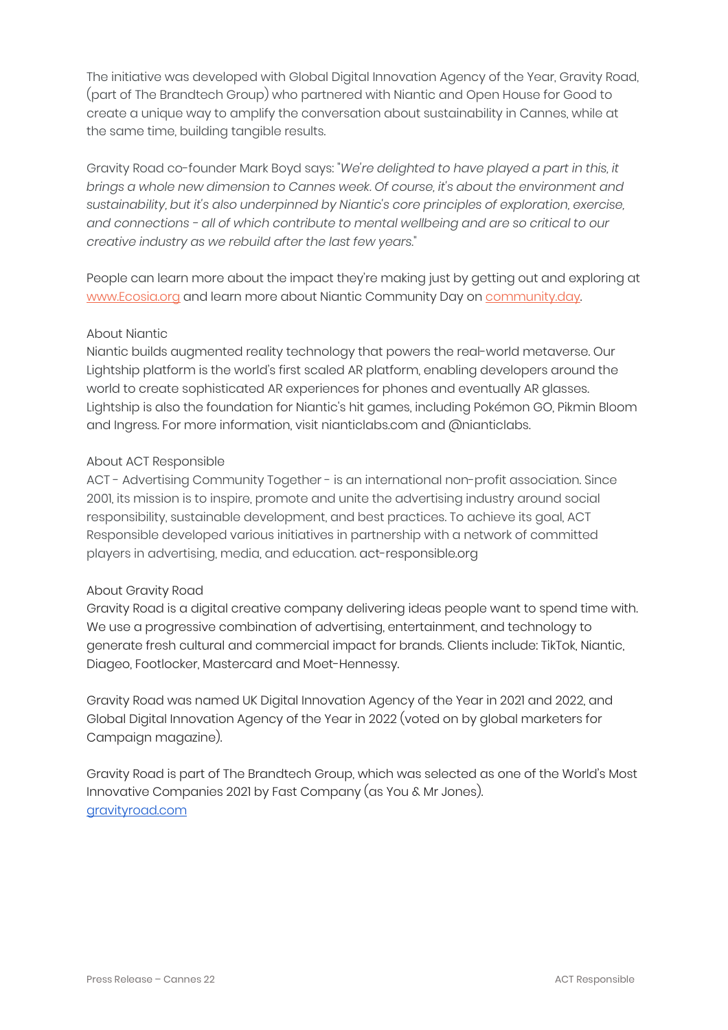The initiative was developed with Global Digital Innovation Agency of the Year, Gravity Road, (part of The Brandtech Group) who partnered with Niantic and Open House for Good to create a unique way to amplify the conversation about sustainability in Cannes, while at the same time, building tangible results.

Gravity Road co-founder Mark Boyd says: "*We're delighted to have played a part in this, it brings a whole new dimension to Cannes week. Of course, it's about the environment and sustainability, but it's also underpinned by Niantic's core principles of exploration, exercise, and connections - all of which contribute to mental wellbeing and are so critical to our creative industry as we rebuild after the last few years.*"

People can learn more about the impact they're making just by getting out and exploring at [www.Ecosia.org](http://www.Ecosia.org) and learn more about Niantic Community Day on [community.day](https://community.day).

About Niantic
Niantic builds augmented reality technology that powers the real-world metaverse. Our Lightship platform is the world's first scaled AR platform, enabling developers around the world to create sophisticated AR experiences for phones and eventually AR glasses. Lightship is also the foundation for Niantic's hit games, including Pokémon GO, Pikmin Bloom and Ingress. For more information, visit nianticlabs.com and @nianticlabs.

About ACT Responsible
ACT - Advertising Community Together - is an international non-profit association. Since 2001, its mission is to inspire, promote and unite the advertising industry around social responsibility, sustainable development, and best practices. To achieve its goal, ACT Responsible developed various initiatives in partnership with a network of committed players in advertising, media, and education. act-responsible.org

About Gravity Road
Gravity Road is a digital creative company delivering ideas people want to spend time with. We use a progressive combination of advertising, entertainment, and technology to generate fresh cultural and commercial impact for brands. Clients include: TikTok, Niantic, Diageo, Footlocker, Mastercard and Moet-Hennessy.

Gravity Road was named UK Digital Innovation Agency of the Year in 2021 and 2022, and Global Digital Innovation Agency of the Year in 2022 (voted on by global marketers for Campaign magazine).

Gravity Road is part of The Brandtech Group, which was selected as one of the World's Most Innovative Companies 2021 by Fast Company (as You & Mr Jones).
[gravityroad.com](https://gravityroad.com)